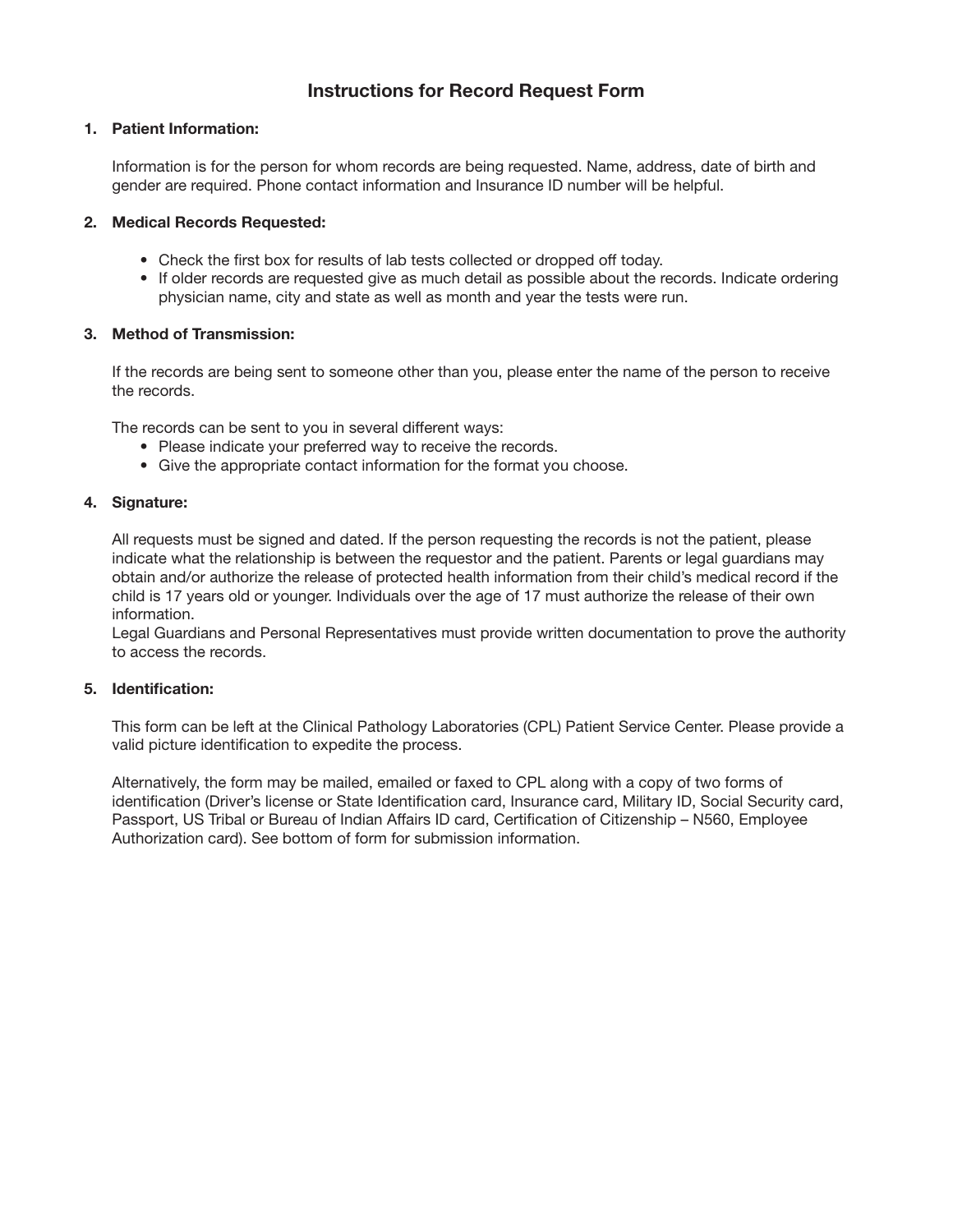# Instructions for Record Request Form

1. **Patient Information:**

   Information is for the person for whom records are being requested. Name, address, date of birth and gender are required. Phone contact information and Insurance ID number will be helpful.

2. **Medical Records Requested:**

   - Check the first box for results of lab tests collected or dropped off today.
   - If older records are requested give as much detail as possible about the records. Indicate ordering physician name, city and state as well as month and year the tests were run.

3. **Method of Transmission:**

   If the records are being sent to someone other than you, please enter the name of the person to receive the records.

   The records can be sent to you in several different ways:
   - Please indicate your preferred way to receive the records.
   - Give the appropriate contact information for the format you choose.

4. **Signature:**

   All requests must be signed and dated. If the person requesting the records is not the patient, please indicate what the relationship is between the requestor and the patient. Parents or legal guardians may obtain and/or authorize the release of protected health information from their child's medical record if the child is 17 years old or younger. Individuals over the age of 17 must authorize the release of their own information.
   Legal Guardians and Personal Representatives must provide written documentation to prove the authority to access the records.

5. **Identification:**

   This form can be left at the Clinical Pathology Laboratories (CPL) Patient Service Center. Please provide a valid picture identification to expedite the process.

   Alternatively, the form may be mailed, emailed or faxed to CPL along with a copy of two forms of identification (Driver's license or State Identification card, Insurance card, Military ID, Social Security card, Passport, US Tribal or Bureau of Indian Affairs ID card, Certification of Citizenship – N560, Employee Authorization card). See bottom of form for submission information.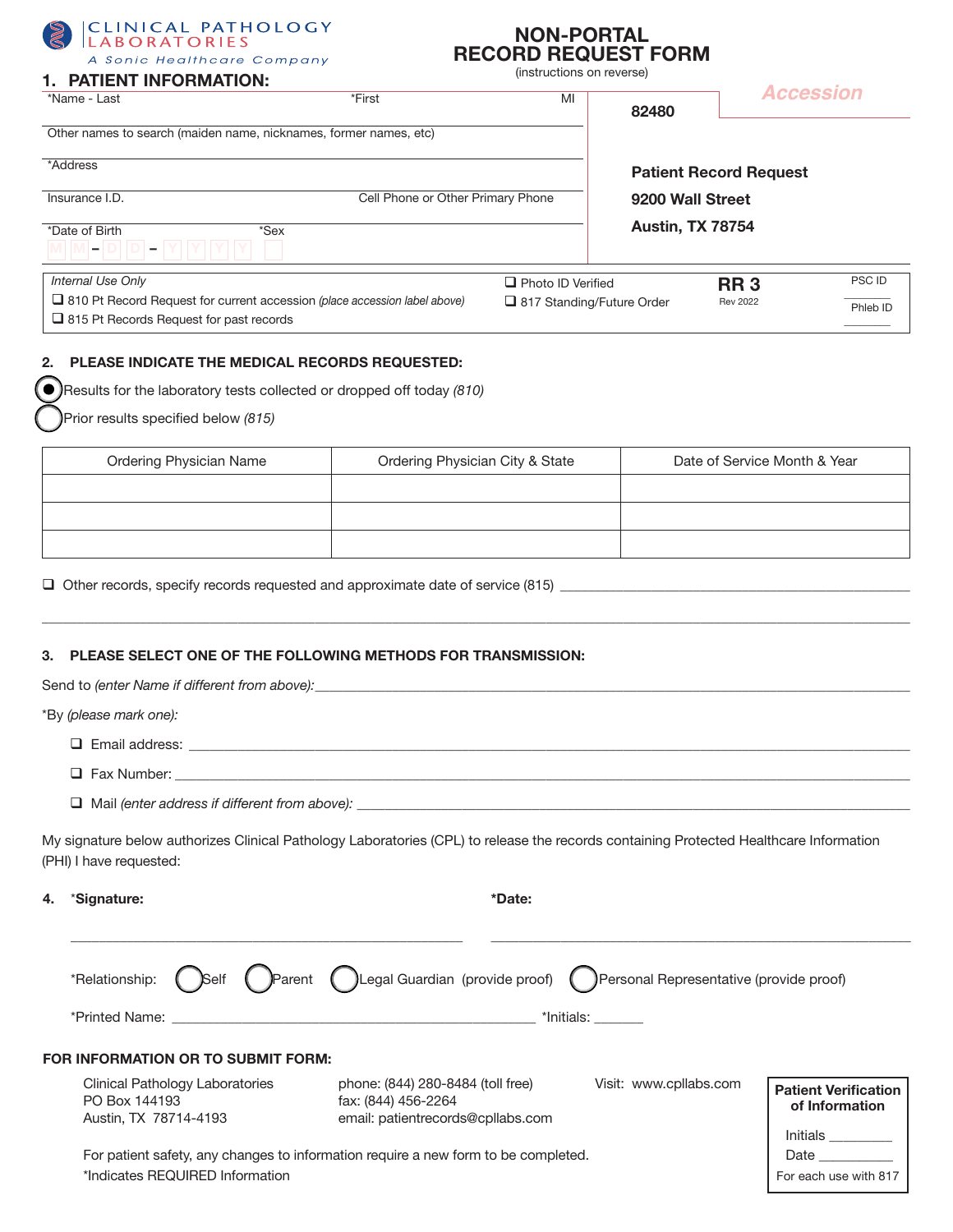**CLINICAL PATHOLOGY LABORATORIES**
*A Sonic Healthcare Company*

# NON-PORTAL RECORD REQUEST FORM

(instructions on reverse)

## 1. PATIENT INFORMATION:

*Name - Last &nbsp;&nbsp;&nbsp; *First &nbsp;&nbsp;&nbsp; MI

Other names to search (maiden name, nicknames, former names, etc)

*Address

Insurance I.D. &nbsp;&nbsp;&nbsp; Cell Phone or Other Primary Phone

*Date of Birth &nbsp;&nbsp;&nbsp; *Sex

M M – D D – Y Y Y Y

**82480**

*Accession*

**Patient Record Request**
**9200 Wall Street**
**Austin, TX 78754**

*Internal Use Only*

- ❑ 810 Pt Record Request for current accession *(place accession label above)*
- ❑ 815 Pt Records Request for past records
- ❑ Photo ID Verified
- ❑ 817 Standing/Future Order

**RR 3**
Rev 2022

PSC ID ________

Phleb ID ________

## 2. PLEASE INDICATE THE MEDICAL RECORDS REQUESTED:

- ◉ Results for the laboratory tests collected or dropped off today *(810)*
- ○ Prior results specified below *(815)*

| Ordering Physician Name | Ordering Physician City & State | Date of Service Month & Year |
|---|---|---|
| | | |
| | | |
| | | |

❑ Other records, specify records requested and approximate date of service (815) ________________________________

## 3. PLEASE SELECT ONE OF THE FOLLOWING METHODS FOR TRANSMISSION:

Send to *(enter Name if different from above)*: ________________________________

*By *(please mark one)*:

- ❑ Email address: ________________________________
- ❑ Fax Number: ________________________________
- ❑ Mail *(enter address if different from above)*: ________________________________

My signature below authorizes Clinical Pathology Laboratories (CPL) to release the records containing Protected Healthcare Information (PHI) I have requested:

## 4. *Signature: ________________________ *Date: ________________________

*Relationship: ○ Self ○ Parent ○ Legal Guardian (provide proof) ○ Personal Representative (provide proof)

*Printed Name: ________________________ *Initials: _______

### FOR INFORMATION OR TO SUBMIT FORM:

Clinical Pathology Laboratories
PO Box 144193
Austin, TX 78714-4193

phone: (844) 280-8484 (toll free)
fax: (844) 456-2264
email: patientrecords@cpllabs.com

Visit: www.cpllabs.com

**Patient Verification of Information**

Initials ________
Date ________
For each use with 817

For patient safety, any changes to information require a new form to be completed.
*Indicates REQUIRED Information